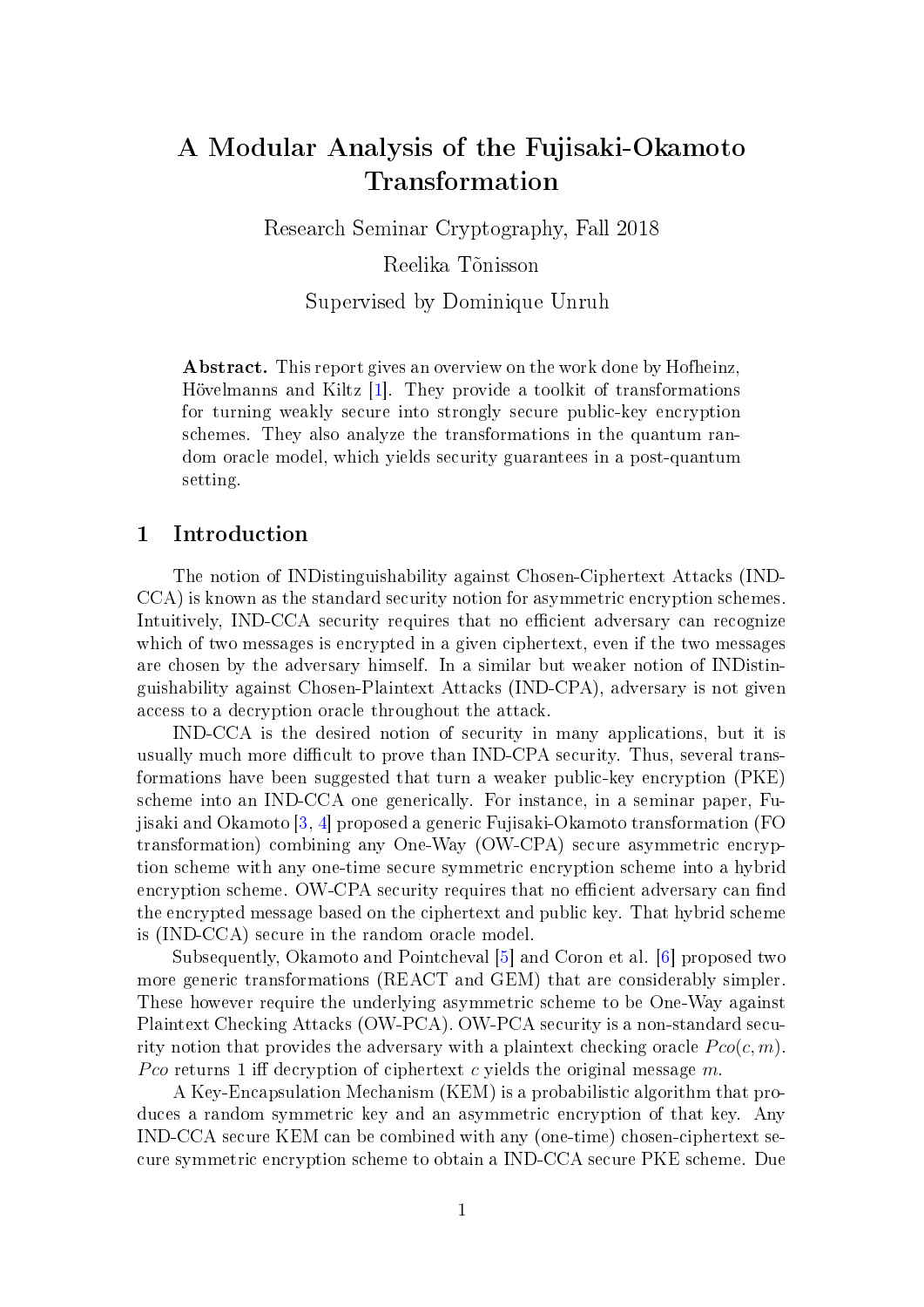# A Modular Analysis of the Fujisaki-Okamoto Transformation

Research Seminar Cryptography, Fall 2018

Reelika Tõnisson

Supervised by Dominique Unruh

**Abstract.** This report gives an overview on the work done by Hofheinz, Hövelmanns and Kiltz [1]. They provide a toolkit of transformations for turning weakly secure into strongly secure public-key encryption schemes. They also analyze the transformations in the quantum random oracle model, which yields security guarantees in a post-quantum setting.

## 1 Introduction

The notion of INDistinguishability against Chosen-Ciphertext Attacks (IND-CCA) is known as the standard security notion for asymmetric encryption schemes. Intuitively, IND-CCA security requires that no efficient adversary can recognize which of two messages is encrypted in a given ciphertext, even if the two messages are chosen by the adversary himself. In a similar but weaker notion of INDistinguishability against Chosen-Plaintext Attacks (IND-CPA), adversary is not given access to a decryption oracle throughout the attack.

IND-CCA is the desired notion of security in many applications, but it is usually much more difficult to prove than IND-CPA security. Thus, several transformations have been suggested that turn a weaker public-key encryption (PKE) scheme into an IND-CCA one generically. For instance, in a seminar paper, Fujisaki and Okamoto [3, 4] proposed a generic Fujisaki-Okamoto transformation (FO transformation) combining any One-Way (OW-CPA) secure asymmetric encryption scheme with any one-time secure symmetric encryption scheme into a hybrid encryption scheme. OW-CPA security requires that no efficient adversary can find the encrypted message based on the ciphertext and public key. That hybrid scheme is (IND-CCA) secure in the random oracle model.

Subsequently, Okamoto and Pointcheval [5] and Coron et al. [6] proposed two more generic transformations (REACT and GEM) that are considerably simpler. These however require the underlying asymmetric scheme to be One-Way against Plaintext Checking Attacks (OW-PCA). OW-PCA security is a non-standard security notion that provides the adversary with a plaintext checking oracle $Pco(c, m)$. $Pco$ returns 1 iff decryption of ciphertext $c$ yields the original message $m$.

A Key-Encapsulation Mechanism (KEM) is a probabilistic algorithm that produces a random symmetric key and an asymmetric encryption of that key. Any IND-CCA secure KEM can be combined with any (one-time) chosen-ciphertext secure symmetric encryption scheme to obtain a IND-CCA secure PKE scheme. Due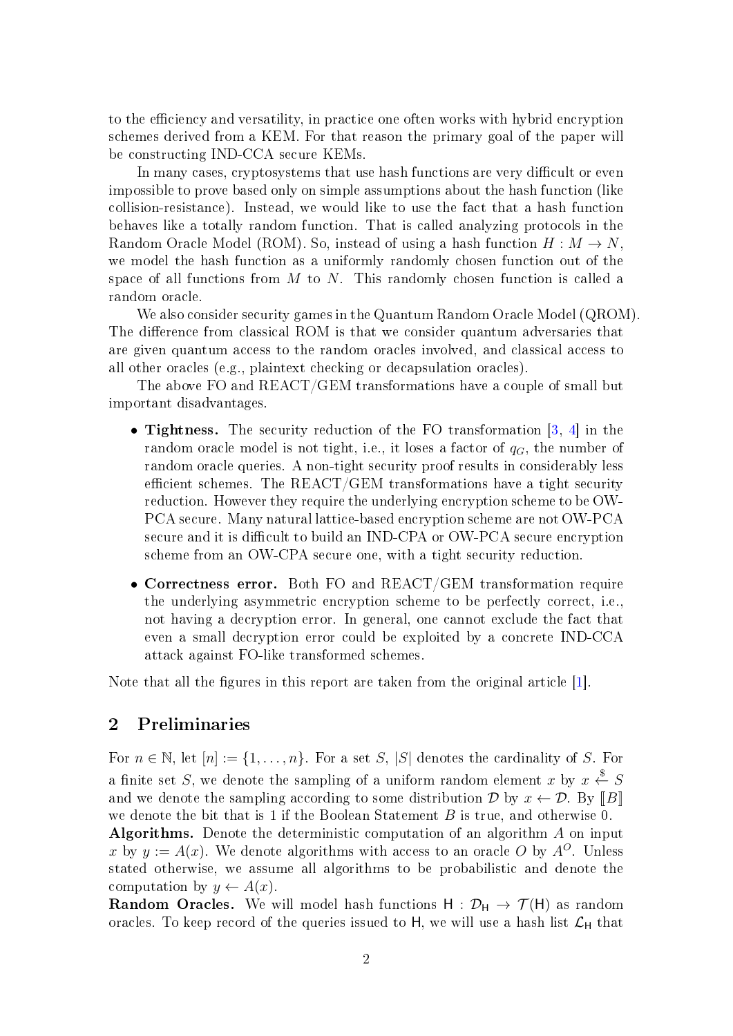to the efficiency and versatility, in practice one often works with hybrid encryption schemes derived from a KEM. For that reason the primary goal of the paper will be constructing IND-CCA secure KEMs.

In many cases, cryptosystems that use hash functions are very difficult or even impossible to prove based only on simple assumptions about the hash function (like collision-resistance). Instead, we would like to use the fact that a hash function behaves like a totally random function. That is called analyzing protocols in the Random Oracle Model (ROM). So, instead of using a hash function $H : M \to N$, we model the hash function as a uniformly randomly chosen function out of the space of all functions from $M$ to $N$. This randomly chosen function is called a random oracle.

We also consider security games in the Quantum Random Oracle Model (QROM). The difference from classical ROM is that we consider quantum adversaries that are given quantum access to the random oracles involved, and classical access to all other oracles (e.g., plaintext checking or decapsulation oracles).

The above FO and REACT/GEM transformations have a couple of small but important disadvantages.

- **Tightness.** The security reduction of the FO transformation [3, 4] in the random oracle model is not tight, i.e., it loses a factor of $q_G$, the number of random oracle queries. A non-tight security proof results in considerably less efficient schemes. The REACT/GEM transformations have a tight security reduction. However they require the underlying encryption scheme to be OW-PCA secure. Many natural lattice-based encryption scheme are not OW-PCA secure and it is difficult to build an IND-CPA or OW-PCA secure encryption scheme from an OW-CPA secure one, with a tight security reduction.
- **Correctness error.** Both FO and REACT/GEM transformation require the underlying asymmetric encryption scheme to be perfectly correct, i.e., not having a decryption error. In general, one cannot exclude the fact that even a small decryption error could be exploited by a concrete IND-CCA attack against FO-like transformed schemes.

Note that all the figures in this report are taken from the original article [1].

## 2 Preliminaries

For $n \in \mathbb{N}$, let $[n] := \{1, \ldots, n\}$. For a set $S$, $|S|$ denotes the cardinality of $S$. For a finite set $S$, we denote the sampling of a uniform random element $x$ by $x \xleftarrow{\$} S$ and we denote the sampling according to some distribution $\mathcal{D}$ by $x \leftarrow \mathcal{D}$. By $[\![B]\!]$ we denote the bit that is 1 if the Boolean Statement $B$ is true, and otherwise 0.

**Algorithms.** Denote the deterministic computation of an algorithm $A$ on input $x$ by $y := A(x)$. We denote algorithms with access to an oracle $O$ by $A^O$. Unless stated otherwise, we assume all algorithms to be probabilistic and denote the computation by $y \leftarrow A(x)$.

**Random Oracles.** We will model hash functions $\mathsf{H} : \mathcal{D}_\mathsf{H} \to \mathcal{T}(\mathsf{H})$ as random oracles. To keep record of the queries issued to $\mathsf{H}$, we will use a hash list $\mathcal{L}_\mathsf{H}$ that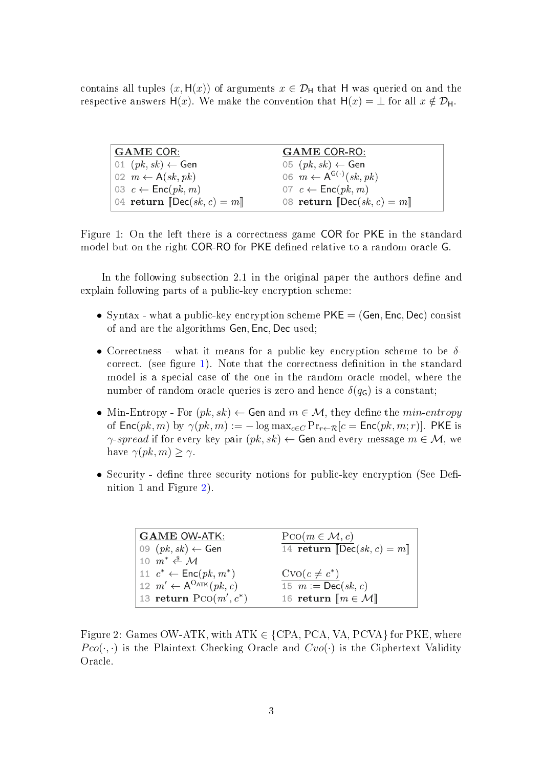contains all tuples $(x, \mathsf{H}(x))$ of arguments $x \in \mathcal{D}_\mathsf{H}$ that $\mathsf{H}$ was queried on and the respective answers $\mathsf{H}(x)$. We make the convention that $\mathsf{H}(x) = \bot$ for all $x \notin \mathcal{D}_\mathsf{H}$.

| GAME COR: | GAME COR-RO: |
|---|---|
| 01 $(pk, sk) \leftarrow \mathsf{Gen}$ | 05 $(pk, sk) \leftarrow \mathsf{Gen}$ |
| 02 $m \leftarrow \mathsf{A}(sk, pk)$ | 06 $m \leftarrow \mathsf{A}^{\mathsf{G}(\cdot)}(sk, pk)$ |
| 03 $c \leftarrow \mathsf{Enc}(pk, m)$ | 07 $c \leftarrow \mathsf{Enc}(pk, m)$ |
| 04 **return** $[\![\mathsf{Dec}(sk, c) = m]\!]$ | 08 **return** $[\![\mathsf{Dec}(sk, c) = m]\!]$ |

Figure 1: On the left there is a correctness game COR for PKE in the standard model but on the right COR-RO for PKE defined relative to a random oracle G.

In the following subsection 2.1 in the original paper the authors define and explain following parts of a public-key encryption scheme:

- Syntax - what a public-key encryption scheme $\mathsf{PKE} = (\mathsf{Gen}, \mathsf{Enc}, \mathsf{Dec})$ consist of and are the algorithms $\mathsf{Gen}, \mathsf{Enc}, \mathsf{Dec}$ used;
- Correctness - what it means for a public-key encryption scheme to be $\delta$-correct. (see figure 1). Note that the correctness definition in the standard model is a special case of the one in the random oracle model, where the number of random oracle queries is zero and hence $\delta(q_\mathsf{G})$ is a constant;
- Min-Entropy - For $(pk, sk) \leftarrow \mathsf{Gen}$ and $m \in \mathcal{M}$, they define the *min-entropy* of $\mathsf{Enc}(pk, m)$ by $\gamma(pk, m) := -\log \max_{c \in C} \Pr_{r \leftarrow \mathcal{R}}[c = \mathsf{Enc}(pk, m; r)]$. PKE is $\gamma$*-spread* if for every key pair $(pk, sk) \leftarrow \mathsf{Gen}$ and every message $m \in \mathcal{M}$, we have $\gamma(pk, m) \geq \gamma$.
- Security - define three security notions for public-key encryption (See Definition 1 and Figure 2).

| GAME OW-ATK: | $\textsc{Pco}(m \in \mathcal{M}, c)$ |
|---|---|
| 09 $(pk, sk) \leftarrow \mathsf{Gen}$ | 14 **return** $[\![\mathsf{Dec}(sk, c) = m]\!]$ |
| 10 $m^* \xleftarrow{\$} \mathcal{M}$ | |
| 11 $c^* \leftarrow \mathsf{Enc}(pk, m^*)$ | $\textsc{Cvo}(c \neq c^*)$ |
| 12 $m' \leftarrow \mathsf{A}^{\mathrm{O}_{\mathrm{ATK}}}(pk, c)$ | 15 $m := \mathsf{Dec}(sk, c)$ |
| 13 **return** $\textsc{Pco}(m', c^*)$ | 16 **return** $[\![m \in \mathcal{M}]\!]$ |

Figure 2: Games OW-ATK, with ATK $\in$ {CPA, PCA, VA, PCVA} for PKE, where $Pco(\cdot, \cdot)$ is the Plaintext Checking Oracle and $Cvo(\cdot)$ is the Ciphertext Validity Oracle.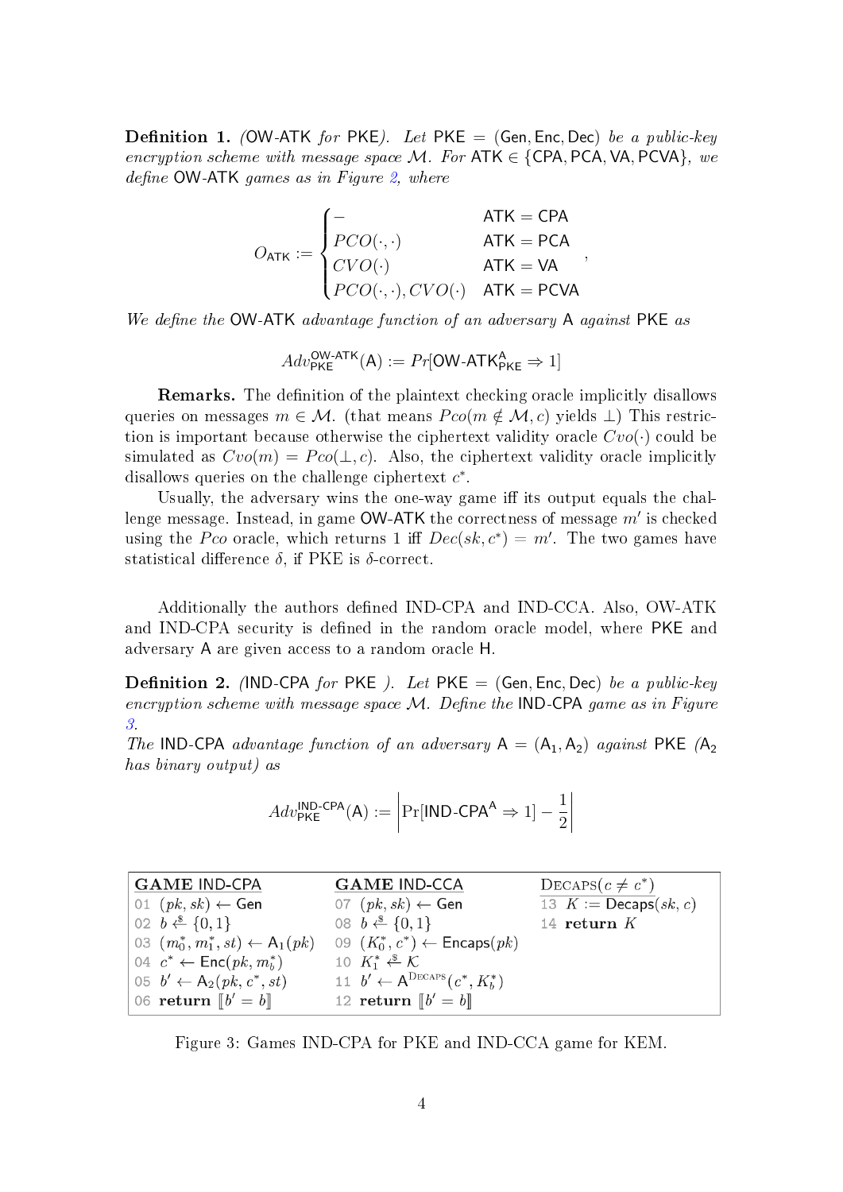**Definition 1.** *(*OW-ATK *for* PKE*). Let* PKE = (Gen, Enc, Dec) *be a public-key encryption scheme with message space* $\mathcal{M}$*. For* ATK $\in$ {CPA, PCA, VA, PCVA}*, we define* OW-ATK *games as in Figure 2, where*

$$O_{\mathsf{ATK}} := \begin{cases} - & \mathsf{ATK} = \mathsf{CPA} \\ PCO(\cdot,\cdot) & \mathsf{ATK} = \mathsf{PCA} \\ CVO(\cdot) & \mathsf{ATK} = \mathsf{VA} \\ PCO(\cdot,\cdot), CVO(\cdot) & \mathsf{ATK} = \mathsf{PCVA} \end{cases},$$

*We define the* OW-ATK *advantage function of an adversary* A *against* PKE *as*

$$Adv^{\mathsf{OW\text{-}ATK}}_{\mathsf{PKE}}(\mathsf{A}) := Pr[\mathsf{OW\text{-}ATK}^{\mathsf{A}}_{\mathsf{PKE}} \Rightarrow 1]$$

**Remarks.** The definition of the plaintext checking oracle implicitly disallows queries on messages $m \in \mathcal{M}$. (that means $Pco(m \notin \mathcal{M}, c)$ yields $\perp$) This restriction is important because otherwise the ciphertext validity oracle $Cvo(\cdot)$ could be simulated as $Cvo(m) = Pco(\perp, c)$. Also, the ciphertext validity oracle implicitly disallows queries on the challenge ciphertext $c^*$.

Usually, the adversary wins the one-way game iff its output equals the challenge message. Instead, in game OW-ATK the correctness of message $m'$ is checked using the $Pco$ oracle, which returns 1 iff $Dec(sk, c^*) = m'$. The two games have statistical difference $\delta$, if PKE is $\delta$-correct.

Additionally the authors defined IND-CPA and IND-CCA. Also, OW-ATK and IND-CPA security is defined in the random oracle model, where PKE and adversary A are given access to a random oracle H.

**Definition 2.** *(*IND-CPA *for* PKE *). Let* PKE = (Gen, Enc, Dec) *be a public-key encryption scheme with message space* $\mathcal{M}$*. Define the* IND-CPA *game as in Figure 3.*
*The* IND-CPA *advantage function of an adversary* $\mathsf{A} = (\mathsf{A}_1, \mathsf{A}_2)$ *against* PKE *(*$\mathsf{A}_2$ *has binary output) as*

$$Adv^{\mathsf{IND\text{-}CPA}}_{\mathsf{PKE}}(\mathsf{A}) := \left| \Pr[\mathsf{IND\text{-}CPA}^{\mathsf{A}} \Rightarrow 1] - \frac{1}{2} \right|$$

| **GAME** IND-CPA | **GAME** IND-CCA | DECAPS($c \neq c^*$) |
|---|---|---|
| 01 $(pk, sk) \leftarrow \mathsf{Gen}$ | 07 $(pk, sk) \leftarrow \mathsf{Gen}$ | 13 $K := \mathsf{Decaps}(sk, c)$ |
| 02 $b \xleftarrow{\$} \{0,1\}$ | 08 $b \xleftarrow{\$} \{0,1\}$ | 14 **return** $K$ |
| 03 $(m_0^*, m_1^*, st) \leftarrow \mathsf{A}_1(pk)$ | 09 $(K_0^*, c^*) \leftarrow \mathsf{Encaps}(pk)$ | |
| 04 $c^* \leftarrow \mathsf{Enc}(pk, m_b^*)$ | 10 $K_1^* \xleftarrow{\$} \mathcal{K}$ | |
| 05 $b' \leftarrow \mathsf{A}_2(pk, c^*, st)$ | 11 $b' \leftarrow \mathsf{A}^{\mathrm{DECAPS}}(c^*, K_b^*)$ | |
| 06 **return** $[\![b' = b]\!]$ | 12 **return** $[\![b' = b]\!]$ | |

Figure 3: Games IND-CPA for PKE and IND-CCA game for KEM.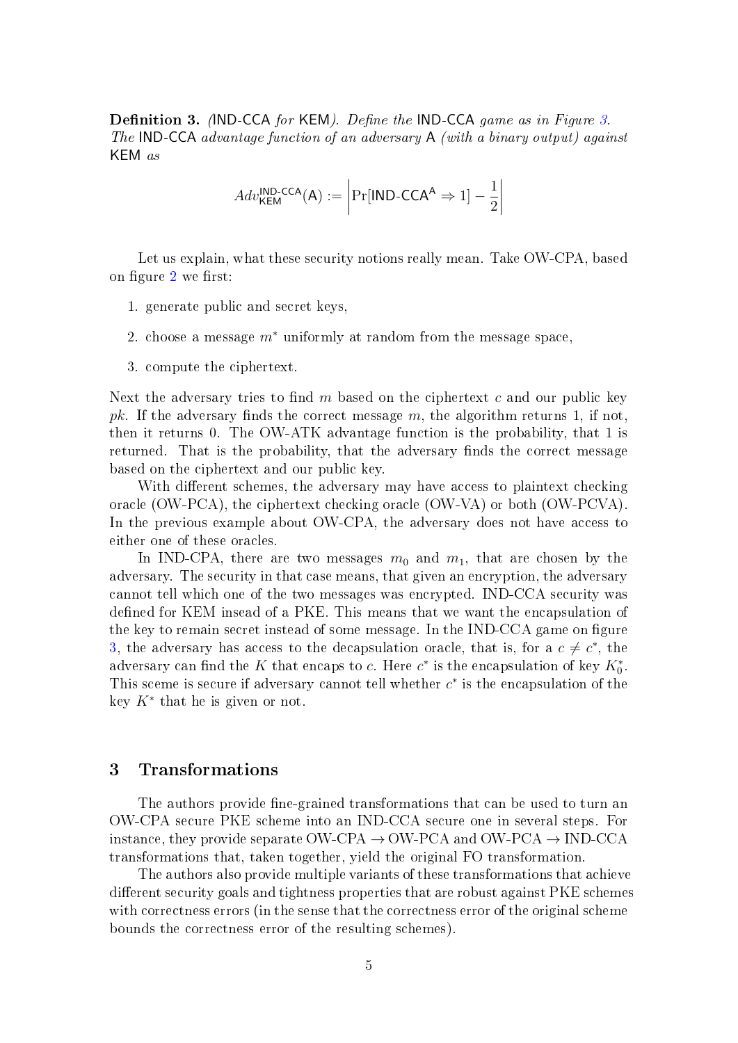**Definition 3.** *(*IND-CCA *for* KEM*). Define the* IND-CCA *game as in Figure 3. The* IND-CCA *advantage function of an adversary* A *(with a binary output) against* KEM *as*

$$Adv_{\mathsf{KEM}}^{\mathsf{IND\text{-}CCA}}(\mathsf{A}) := \left|\Pr[\mathsf{IND\text{-}CCA}^{\mathsf{A}} \Rightarrow 1] - \frac{1}{2}\right|$$

Let us explain, what these security notions really mean. Take OW-CPA, based on figure 2 we first:

1. generate public and secret keys,
2. choose a message $m^*$ uniformly at random from the message space,
3. compute the ciphertext.

Next the adversary tries to find $m$ based on the ciphertext $c$ and our public key $pk$. If the adversary finds the correct message $m$, the algorithm returns 1, if not, then it returns 0. The OW-ATK advantage function is the probability, that 1 is returned. That is the probability, that the adversary finds the correct message based on the ciphertext and our public key.

With different schemes, the adversary may have access to plaintext checking oracle (OW-PCA), the ciphertext checking oracle (OW-VA) or both (OW-PCVA). In the previous example about OW-CPA, the adversary does not have access to either one of these oracles.

In IND-CPA, there are two messages $m_0$ and $m_1$, that are chosen by the adversary. The security in that case means, that given an encryption, the adversary cannot tell which one of the two messages was encrypted. IND-CCA security was defined for KEM insead of a PKE. This means that we want the encapsulation of the key to remain secret instead of some message. In the IND-CCA game on figure 3, the adversary has access to the decapsulation oracle, that is, for a $c \neq c^*$, the adversary can find the $K$ that encaps to $c$. Here $c^*$ is the encapsulation of key $K_0^*$. This sceme is secure if adversary cannot tell whether $c^*$ is the encapsulation of the key $K^*$ that he is given or not.

## 3 Transformations

The authors provide fine-grained transformations that can be used to turn an OW-CPA secure PKE scheme into an IND-CCA secure one in several steps. For instance, they provide separate OW-CPA → OW-PCA and OW-PCA → IND-CCA transformations that, taken together, yield the original FO transformation.

The authors also provide multiple variants of these transformations that achieve different security goals and tightness properties that are robust against PKE schemes with correctness errors (in the sense that the correctness error of the original scheme bounds the correctness error of the resulting schemes).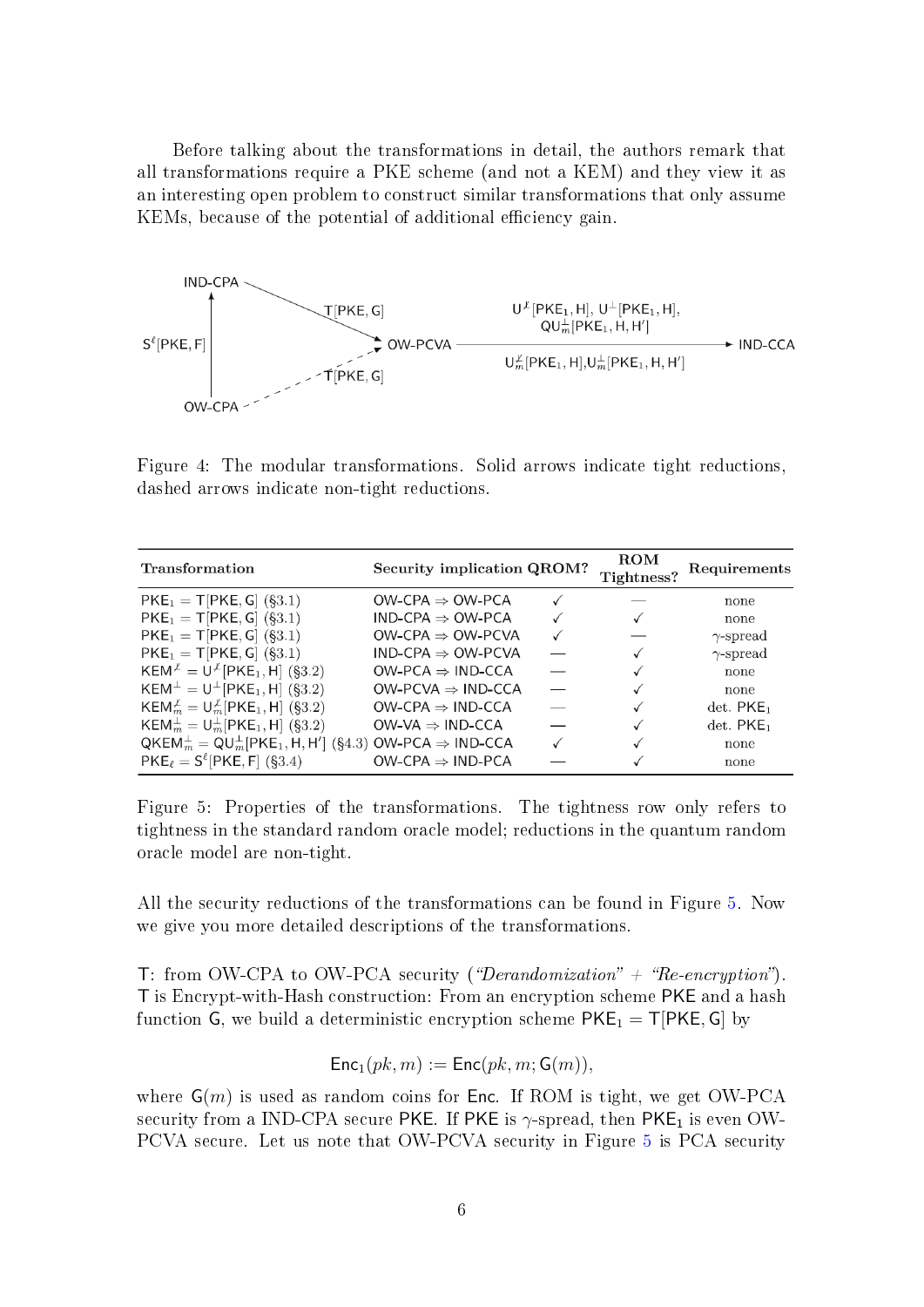Before talking about the transformations in detail, the authors remark that all transformations require a PKE scheme (and not a KEM) and they view it as an interesting open problem to construct similar transformations that only assume KEMs, because of the potential of additional efficiency gain.

Figure 4: The modular transformations. Solid arrows indicate tight reductions, dashed arrows indicate non-tight reductions.

| Transformation | Security implication | QROM? | ROM Tightness? | Requirements |
|---|---|---|---|---|
| $\mathsf{PKE}_1 = \mathsf{T}[\mathsf{PKE}, \mathsf{G}]$ (§3.1) | OW-CPA ⇒ OW-PCA | ✓ | — | none |
| $\mathsf{PKE}_1 = \mathsf{T}[\mathsf{PKE}, \mathsf{G}]$ (§3.1) | IND-CPA ⇒ OW-PCA | ✓ | ✓ | none |
| $\mathsf{PKE}_1 = \mathsf{T}[\mathsf{PKE}, \mathsf{G}]$ (§3.1) | OW-CPA ⇒ OW-PCVA | ✓ | — | $\gamma$-spread |
| $\mathsf{PKE}_1 = \mathsf{T}[\mathsf{PKE}, \mathsf{G}]$ (§3.1) | IND-CPA ⇒ OW-PCVA | — | ✓ | $\gamma$-spread |
| $\mathsf{KEM}^{\not\perp} = \mathsf{U}^{\not\perp}[\mathsf{PKE}_1, \mathsf{H}]$ (§3.2) | OW-PCA ⇒ IND-CCA | — | ✓ | none |
| $\mathsf{KEM}^{\perp} = \mathsf{U}^{\perp}[\mathsf{PKE}_1, \mathsf{H}]$ (§3.2) | OW-PCVA ⇒ IND-CCA | — | ✓ | none |
| $\mathsf{KEM}_m^{\not\perp} = \mathsf{U}_m^{\not\perp}[\mathsf{PKE}_1, \mathsf{H}]$ (§3.2) | OW-CPA ⇒ IND-CCA | — | ✓ | det. $\mathsf{PKE}_1$ |
| $\mathsf{KEM}_m^{\perp} = \mathsf{U}_m^{\perp}[\mathsf{PKE}_1, \mathsf{H}]$ (§3.2) | OW-VA ⇒ IND-CCA | — | ✓ | det. $\mathsf{PKE}_1$ |
| $\mathsf{QKEM}_m^{\perp} = \mathsf{QU}_m^{\perp}[\mathsf{PKE}_1, \mathsf{H}, \mathsf{H}']$ (§4.3) | OW-PCA ⇒ IND-CCA | ✓ | ✓ | none |
| $\mathsf{PKE}_\ell = \mathsf{S}^\ell[\mathsf{PKE}, \mathsf{F}]$ (§3.4) | OW-CPA ⇒ IND-PCA | — | ✓ | none |

Figure 5: Properties of the transformations. The tightness row only refers to tightness in the standard random oracle model; reductions in the quantum random oracle model are non-tight.

All the security reductions of the transformations can be found in Figure 5. Now we give you more detailed descriptions of the transformations.

$\mathsf{T}$: from OW-CPA to OW-PCA security (*"Derandomization" + "Re-encryption"*). $\mathsf{T}$ is Encrypt-with-Hash construction: From an encryption scheme $\mathsf{PKE}$ and a hash function $\mathsf{G}$, we build a deterministic encryption scheme $\mathsf{PKE}_1 = \mathsf{T}[\mathsf{PKE}, \mathsf{G}]$ by

$$\mathsf{Enc}_1(pk, m) := \mathsf{Enc}(pk, m; \mathsf{G}(m)),$$

where $\mathsf{G}(m)$ is used as random coins for $\mathsf{Enc}$. If ROM is tight, we get OW-PCA security from a IND-CPA secure $\mathsf{PKE}$. If $\mathsf{PKE}$ is $\gamma$-spread, then $\mathsf{PKE}_1$ is even OW-PCVA secure. Let us note that OW-PCVA security in Figure 5 is PCA security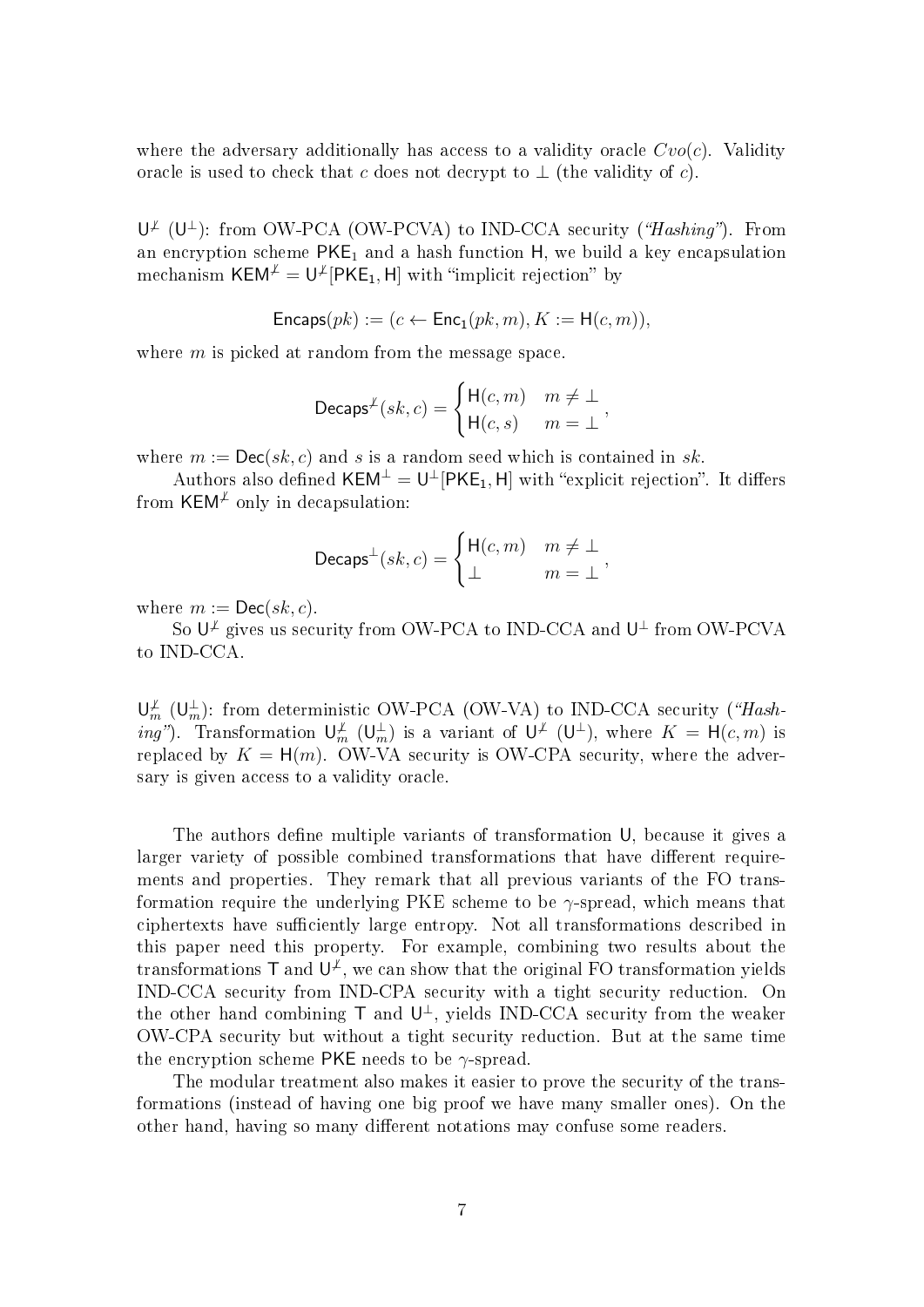where the adversary additionally has access to a validity oracle $Cvo(c)$. Validity oracle is used to check that $c$ does not decrypt to $\perp$ (the validity of $c$).

$\mathsf{U}^{\not\perp}$ ($\mathsf{U}^{\perp}$): from OW-PCA (OW-PCVA) to IND-CCA security (*"Hashing"*). From an encryption scheme $\mathsf{PKE}_1$ and a hash function $\mathsf{H}$, we build a key encapsulation mechanism $\mathsf{KEM}^{\not\perp} = \mathsf{U}^{\not\perp}[\mathsf{PKE}_1, \mathsf{H}]$ with "implicit rejection" by

$$\mathsf{Encaps}(pk) := (c \leftarrow \mathsf{Enc}_1(pk, m), K := \mathsf{H}(c, m)),$$

where $m$ is picked at random from the message space.

$$\mathsf{Decaps}^{\not\perp}(sk, c) = \begin{cases} \mathsf{H}(c, m) & m \neq \perp \\ \mathsf{H}(c, s) & m = \perp \end{cases},$$

where $m := \mathsf{Dec}(sk, c)$ and $s$ is a random seed which is contained in $sk$.

Authors also defined $\mathsf{KEM}^{\perp} = \mathsf{U}^{\perp}[\mathsf{PKE}_1, \mathsf{H}]$ with "explicit rejection". It differs from $\mathsf{KEM}^{\not\perp}$ only in decapsulation:

$$\mathsf{Decaps}^{\perp}(sk, c) = \begin{cases} \mathsf{H}(c, m) & m \neq \perp \\ \perp & m = \perp \end{cases},$$

where $m := \mathsf{Dec}(sk, c)$.

So $\mathsf{U}^{\not\perp}$ gives us security from OW-PCA to IND-CCA and $\mathsf{U}^{\perp}$ from OW-PCVA to IND-CCA.

$\mathsf{U}^{\not\perp}_m$ ($\mathsf{U}^{\perp}_m$): from deterministic OW-PCA (OW-VA) to IND-CCA security (*"Hashing"*). Transformation $\mathsf{U}^{\not\perp}_m$ ($\mathsf{U}^{\perp}_m$) is a variant of $\mathsf{U}^{\not\perp}$ ($\mathsf{U}^{\perp}$), where $K = \mathsf{H}(c, m)$ is replaced by $K = \mathsf{H}(m)$. OW-VA security is OW-CPA security, where the adversary is given access to a validity oracle.

The authors define multiple variants of transformation $\mathsf{U}$, because it gives a larger variety of possible combined transformations that have different requirements and properties. They remark that all previous variants of the FO transformation require the underlying PKE scheme to be $\gamma$-spread, which means that ciphertexts have sufficiently large entropy. Not all transformations described in this paper need this property. For example, combining two results about the transformations $\mathsf{T}$ and $\mathsf{U}^{\not\perp}$, we can show that the original FO transformation yields IND-CCA security from IND-CPA security with a tight security reduction. On the other hand combining $\mathsf{T}$ and $\mathsf{U}^{\perp}$, yields IND-CCA security from the weaker OW-CPA security but without a tight security reduction. But at the same time the encryption scheme $\mathsf{PKE}$ needs to be $\gamma$-spread.

The modular treatment also makes it easier to prove the security of the transformations (instead of having one big proof we have many smaller ones). On the other hand, having so many different notations may confuse some readers.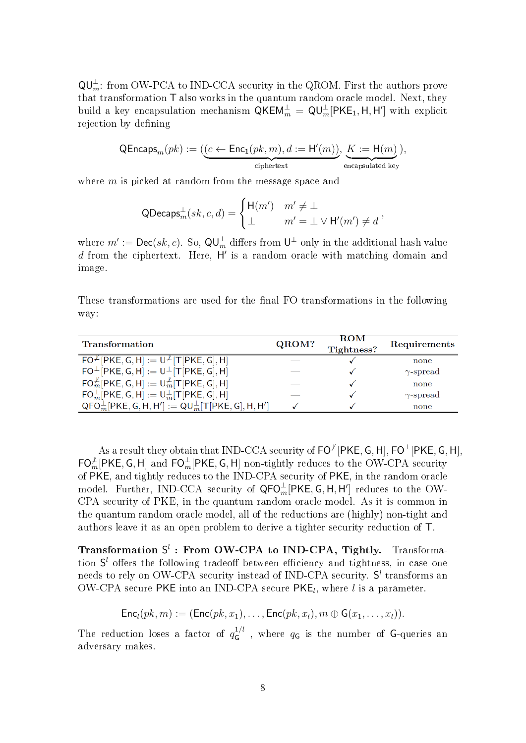$\mathsf{QU}^{\perp}_m$: from OW-PCA to IND-CCA security in the QROM. First the authors prove that transformation $\mathsf{T}$ also works in the quantum random oracle model. Next, they build a key encapsulation mechanism $\mathsf{QKEM}^{\perp}_m = \mathsf{QU}^{\perp}_m[\mathsf{PKE}_1, \mathsf{H}, \mathsf{H}']$ with explicit rejection by defining

$$\mathsf{QEncaps}_m(pk) := (\underbrace{(c \leftarrow \mathsf{Enc}_1(pk, m), d := \mathsf{H}'(m))}_{\text{ciphertext}}, \underbrace{K := \mathsf{H}(m)}_{\text{encapsulated key}}),$$

where $m$ is picked at random from the message space and

$$\mathsf{QDecaps}^{\perp}_m(sk, c, d) = \begin{cases} \mathsf{H}(m') & m' \neq \perp \\ \perp & m' = \perp \vee \mathsf{H}'(m') \neq d \end{cases},$$

where $m' := \mathsf{Dec}(sk, c)$. So, $\mathsf{QU}^{\perp}_m$ differs from $\mathsf{U}^{\perp}$ only in the additional hash value $d$ from the ciphertext. Here, $\mathsf{H}'$ is a random oracle with matching domain and image.

These transformations are used for the final FO transformations in the following way:

| Transformation | QROM? | ROM Tightness? | Requirements |
|---|---|---|---|
| $\mathsf{FO}^{\not\perp}[\mathsf{PKE}, \mathsf{G}, \mathsf{H}] := \mathsf{U}^{\not\perp}[\mathsf{T}[\mathsf{PKE}, \mathsf{G}], \mathsf{H}]$ | — | ✓ | none |
| $\mathsf{FO}^{\perp}[\mathsf{PKE}, \mathsf{G}, \mathsf{H}] := \mathsf{U}^{\perp}[\mathsf{T}[\mathsf{PKE}, \mathsf{G}], \mathsf{H}]$ | — | ✓ | $\gamma$-spread |
| $\mathsf{FO}^{\not\perp}_m[\mathsf{PKE}, \mathsf{G}, \mathsf{H}] := \mathsf{U}^{\not\perp}_m[\mathsf{T}[\mathsf{PKE}, \mathsf{G}], \mathsf{H}]$ | — | ✓ | none |
| $\mathsf{FO}^{\perp}_m[\mathsf{PKE}, \mathsf{G}, \mathsf{H}] := \mathsf{U}^{\perp}_m[\mathsf{T}[\mathsf{PKE}, \mathsf{G}], \mathsf{H}]$ | — | ✓ | $\gamma$-spread |
| $\mathsf{QFO}^{\perp}_m[\mathsf{PKE}, \mathsf{G}, \mathsf{H}, \mathsf{H}'] := \mathsf{QU}^{\perp}_m[\mathsf{T}[\mathsf{PKE}, \mathsf{G}], \mathsf{H}, \mathsf{H}']$ | ✓ | ✓ | none |

As a result they obtain that IND-CCA security of $\mathsf{FO}^{\not\perp}[\mathsf{PKE}, \mathsf{G}, \mathsf{H}]$, $\mathsf{FO}^{\perp}[\mathsf{PKE}, \mathsf{G}, \mathsf{H}]$, $\mathsf{FO}^{\not\perp}_m[\mathsf{PKE}, \mathsf{G}, \mathsf{H}]$ and $\mathsf{FO}^{\perp}_m[\mathsf{PKE}, \mathsf{G}, \mathsf{H}]$ non-tightly reduces to the OW-CPA security of $\mathsf{PKE}$, and tightly reduces to the IND-CPA security of $\mathsf{PKE}$, in the random oracle model. Further, IND-CCA security of $\mathsf{QFO}^{\perp}_m[\mathsf{PKE}, \mathsf{G}, \mathsf{H}, \mathsf{H}']$ reduces to the OW-CPA security of PKE, in the quantum random oracle model. As it is common in the quantum random oracle model, all of the reductions are (highly) non-tight and authors leave it as an open problem to derive a tighter security reduction of $\mathsf{T}$.

**Transformation $\mathsf{S}^l$ : From OW-CPA to IND-CPA, Tightly.** Transformation $\mathsf{S}^l$ offers the following tradeoff between efficiency and tightness, in case one needs to rely on OW-CPA security instead of IND-CPA security. $\mathsf{S}^l$ transforms an OW-CPA secure $\mathsf{PKE}$ into an IND-CPA secure $\mathsf{PKE}_l$, where $l$ is a parameter.

$$\mathsf{Enc}_l(pk, m) := (\mathsf{Enc}(pk, x_1), \dots, \mathsf{Enc}(pk, x_l), m \oplus \mathsf{G}(x_1, \dots, x_l)).$$

The reduction loses a factor of $q_{\mathsf{G}}^{1/l}$ , where $q_{\mathsf{G}}$ is the number of $\mathsf{G}$-queries an adversary makes.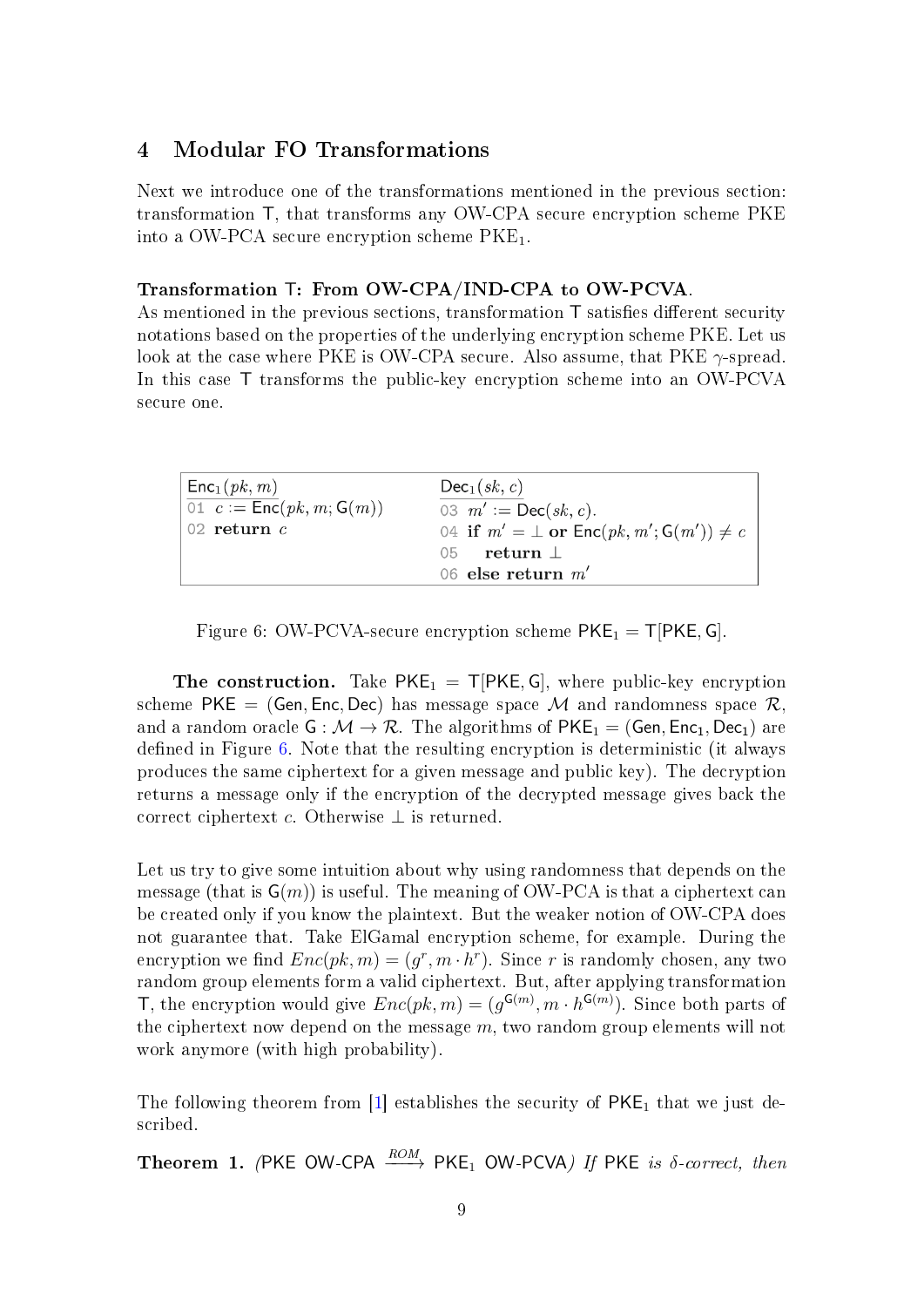## 4 Modular FO Transformations

Next we introduce one of the transformations mentioned in the previous section: transformation T, that transforms any OW-CPA secure encryption scheme PKE into a OW-PCA secure encryption scheme $\mathrm{PKE}_1$.

**Transformation T: From OW-CPA/IND-CPA to OW-PCVA.**
As mentioned in the previous sections, transformation T satisfies different security notations based on the properties of the underlying encryption scheme PKE. Let us look at the case where PKE is OW-CPA secure. Also assume, that PKE $\gamma$-spread. In this case T transforms the public-key encryption scheme into an OW-PCVA secure one.

| $\underline{\mathsf{Enc}_1(pk, m)}$ | $\underline{\mathsf{Dec}_1(sk, c)}$ |
|---|---|
| 01 $c := \mathsf{Enc}(pk, m; \mathsf{G}(m))$ | 03 $m' := \mathsf{Dec}(sk, c)$. |
| 02 **return** $c$ | 04 **if** $m' = \bot$ **or** $\mathsf{Enc}(pk, m'; \mathsf{G}(m')) \neq c$ |
| | 05 **return** $\bot$ |
| | 06 **else return** $m'$ |

Figure 6: OW-PCVA-secure encryption scheme $\mathsf{PKE}_1 = \mathsf{T}[\mathsf{PKE}, \mathsf{G}]$.

**The construction.** Take $\mathsf{PKE}_1 = \mathsf{T}[\mathsf{PKE}, \mathsf{G}]$, where public-key encryption scheme $\mathsf{PKE} = (\mathsf{Gen}, \mathsf{Enc}, \mathsf{Dec})$ has message space $\mathcal{M}$ and randomness space $\mathcal{R}$, and a random oracle $\mathsf{G} : \mathcal{M} \to \mathcal{R}$. The algorithms of $\mathsf{PKE}_1 = (\mathsf{Gen}, \mathsf{Enc}_1, \mathsf{Dec}_1)$ are defined in Figure 6. Note that the resulting encryption is deterministic (it always produces the same ciphertext for a given message and public key). The decryption returns a message only if the encryption of the decrypted message gives back the correct ciphertext $c$. Otherwise $\bot$ is returned.

Let us try to give some intuition about why using randomness that depends on the message (that is $\mathsf{G}(m)$) is useful. The meaning of OW-PCA is that a ciphertext can be created only if you know the plaintext. But the weaker notion of OW-CPA does not guarantee that. Take ElGamal encryption scheme, for example. During the encryption we find $Enc(pk, m) = (g^r, m \cdot h^r)$. Since $r$ is randomly chosen, any two random group elements form a valid ciphertext. But, after applying transformation T, the encryption would give $Enc(pk, m) = (g^{\mathsf{G}(m)}, m \cdot h^{\mathsf{G}(m)})$. Since both parts of the ciphertext now depend on the message $m$, two random group elements will not work anymore (with high probability).

The following theorem from [1] establishes the security of $\mathsf{PKE}_1$ that we just described.

**Theorem 1.** *($\mathsf{PKE}$ $\mathsf{OW\text{-}CPA}$ $\xrightarrow{ROM}$ $\mathsf{PKE}_1$ $\mathsf{OW\text{-}PCVA}$) If* $\mathsf{PKE}$ *is $\delta$-correct, then*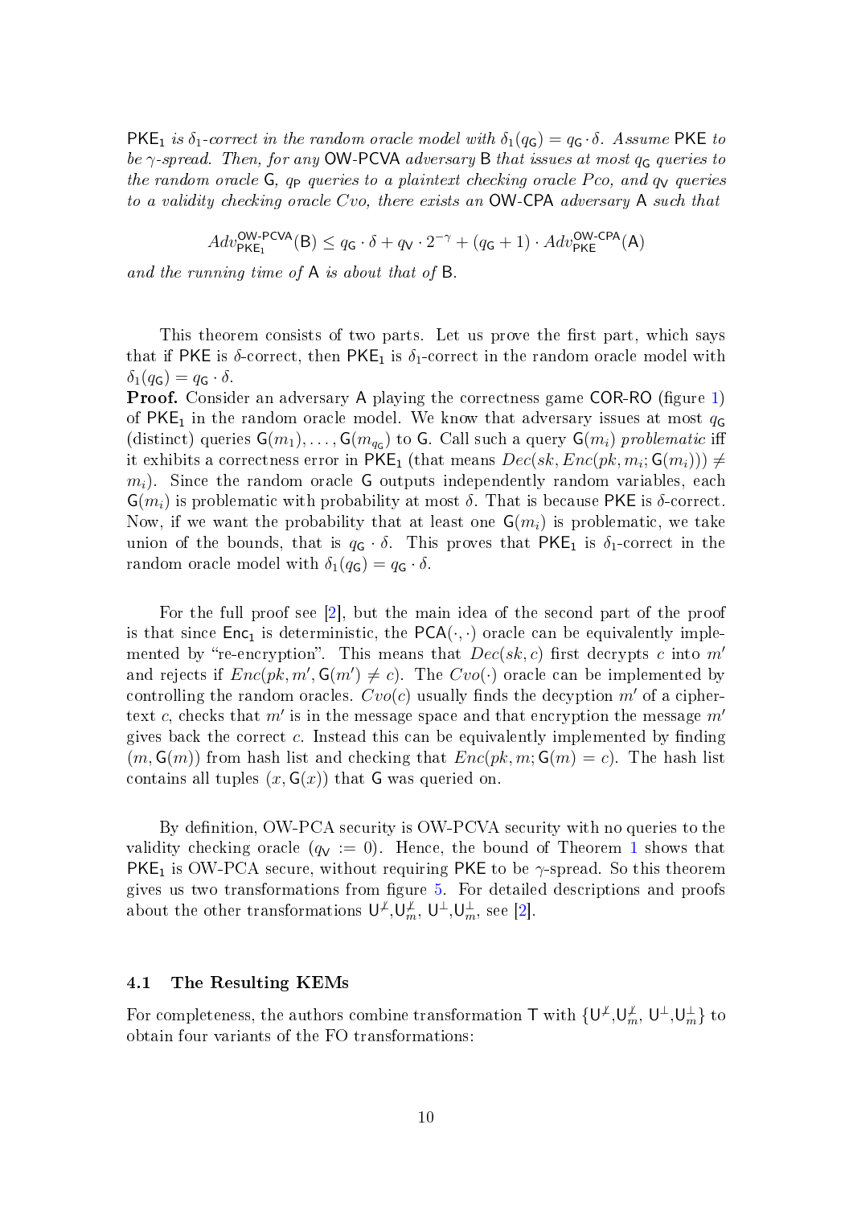$\mathsf{PKE}_1$ *is* $\delta_1$*-correct in the random oracle model with* $\delta_1(q_\mathsf{G}) = q_\mathsf{G} \cdot \delta$*. Assume* $\mathsf{PKE}$ *to be* $\gamma$*-spread. Then, for any* OW-PCVA *adversary* B *that issues at most* $q_\mathsf{G}$ *queries to the random oracle* G*,* $q_\mathsf{P}$ *queries to a plaintext checking oracle* $Pco$*, and* $q_\mathsf{V}$ *queries to a validity checking oracle* $Cvo$*, there exists an* OW-CPA *adversary* A *such that*

$$Adv^{\mathsf{OW\text{-}PCVA}}_{\mathsf{PKE}_1}(\mathsf{B}) \leq q_\mathsf{G} \cdot \delta + q_\mathsf{V} \cdot 2^{-\gamma} + (q_\mathsf{G} + 1) \cdot Adv^{\mathsf{OW\text{-}CPA}}_{\mathsf{PKE}}(\mathsf{A})$$

*and the running time of* A *is about that of* B*.*

This theorem consists of two parts. Let us prove the first part, which says that if PKE is $\delta$-correct, then $\mathsf{PKE}_1$ is $\delta_1$-correct in the random oracle model with $\delta_1(q_\mathsf{G}) = q_\mathsf{G} \cdot \delta$.

**Proof.** Consider an adversary A playing the correctness game COR-RO (figure 1) of $\mathsf{PKE}_1$ in the random oracle model. We know that adversary issues at most $q_\mathsf{G}$ (distinct) queries $\mathsf{G}(m_1), \ldots, \mathsf{G}(m_{q_\mathsf{G}})$ to G. Call such a query $\mathsf{G}(m_i)$ *problematic* iff it exhibits a correctness error in $\mathsf{PKE}_1$ (that means $Dec(sk, Enc(pk, m_i; \mathsf{G}(m_i))) \neq m_i$). Since the random oracle G outputs independently random variables, each $\mathsf{G}(m_i)$ is problematic with probability at most $\delta$. That is because PKE is $\delta$-correct. Now, if we want the probability that at least one $\mathsf{G}(m_i)$ is problematic, we take union of the bounds, that is $q_\mathsf{G} \cdot \delta$. This proves that $\mathsf{PKE}_1$ is $\delta_1$-correct in the random oracle model with $\delta_1(q_\mathsf{G}) = q_\mathsf{G} \cdot \delta$.

For the full proof see [2], but the main idea of the second part of the proof is that since $\mathsf{Enc}_1$ is deterministic, the $\mathsf{PCA}(\cdot,\cdot)$ oracle can be equivalently implemented by "re-encryption". This means that $Dec(sk, c)$ first decrypts $c$ into $m'$ and rejects if $Enc(pk, m', \mathsf{G}(m') \neq c)$. The $Cvo(\cdot)$ oracle can be implemented by controlling the random oracles. $Cvo(c)$ usually finds the decyption $m'$ of a ciphertext $c$, checks that $m'$ is in the message space and that encryption the message $m'$ gives back the correct $c$. Instead this can be equivalently implemented by finding $(m, \mathsf{G}(m))$ from hash list and checking that $Enc(pk, m; \mathsf{G}(m) = c)$. The hash list contains all tuples $(x, \mathsf{G}(x))$ that G was queried on.

By definition, OW-PCA security is OW-PCVA security with no queries to the validity checking oracle ($q_\mathsf{V} := 0$). Hence, the bound of Theorem 1 shows that $\mathsf{PKE}_1$ is OW-PCA secure, without requiring PKE to be $\gamma$-spread. So this theorem gives us two transformations from figure 5. For detailed descriptions and proofs about the other transformations $\mathsf{U}^{\not\perp}$,$\mathsf{U}^{\not\perp}_m$, $\mathsf{U}^{\perp}$,$\mathsf{U}^{\perp}_m$, see [2].

### 4.1 The Resulting KEMs

For completeness, the authors combine transformation T with $\{\mathsf{U}^{\not\perp}, \mathsf{U}^{\not\perp}_m, \mathsf{U}^{\perp}, \mathsf{U}^{\perp}_m\}$ to obtain four variants of the FO transformations: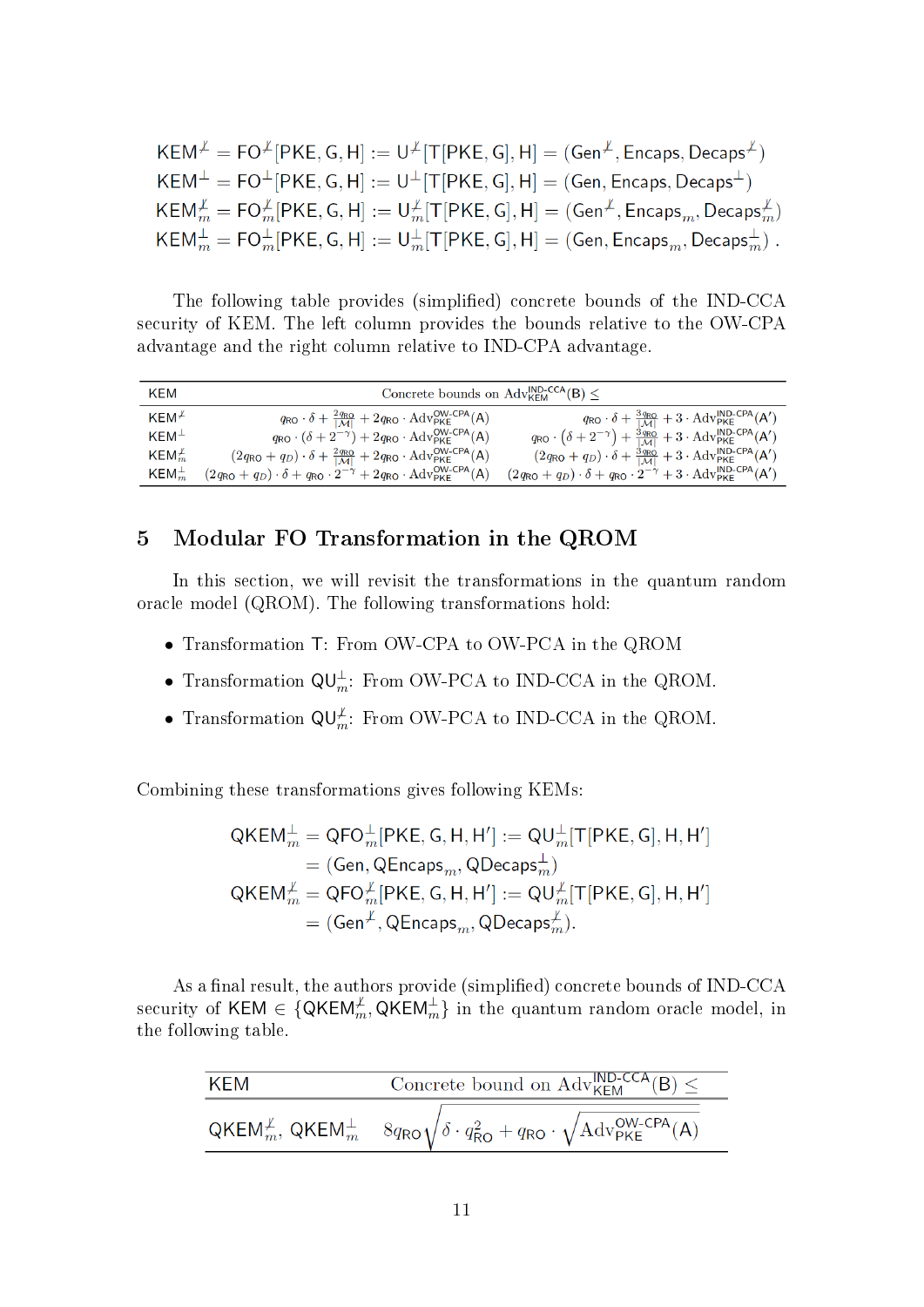$$
\begin{aligned}
\mathsf{KEM}^{\not\perp} &= \mathsf{FO}^{\not\perp}[\mathsf{PKE},\mathsf{G},\mathsf{H}] := \mathsf{U}^{\not\perp}[\mathsf{T}[\mathsf{PKE},\mathsf{G}],\mathsf{H}] = (\mathsf{Gen}^{\not\perp},\mathsf{Encaps},\mathsf{Decaps}^{\not\perp})\\
\mathsf{KEM}^{\perp} &= \mathsf{FO}^{\perp}[\mathsf{PKE},\mathsf{G},\mathsf{H}] := \mathsf{U}^{\perp}[\mathsf{T}[\mathsf{PKE},\mathsf{G}],\mathsf{H}] = (\mathsf{Gen},\mathsf{Encaps},\mathsf{Decaps}^{\perp})\\
\mathsf{KEM}^{\not\perp}_m &= \mathsf{FO}^{\not\perp}_m[\mathsf{PKE},\mathsf{G},\mathsf{H}] := \mathsf{U}^{\not\perp}_m[\mathsf{T}[\mathsf{PKE},\mathsf{G}],\mathsf{H}] = (\mathsf{Gen}^{\not\perp},\mathsf{Encaps}_m,\mathsf{Decaps}^{\not\perp}_m)\\
\mathsf{KEM}^{\perp}_m &= \mathsf{FO}^{\perp}_m[\mathsf{PKE},\mathsf{G},\mathsf{H}] := \mathsf{U}^{\perp}_m[\mathsf{T}[\mathsf{PKE},\mathsf{G}],\mathsf{H}] = (\mathsf{Gen},\mathsf{Encaps}_m,\mathsf{Decaps}^{\perp}_m)\ .
\end{aligned}
$$

The following table provides (simplified) concrete bounds of the IND-CCA security of KEM. The left column provides the bounds relative to the OW-CPA advantage and the right column relative to IND-CPA advantage.

| KEM | Concrete bounds on $\mathrm{Adv}^{\mathsf{IND\text{-}CCA}}_{\mathsf{KEM}}(\mathsf{B}) \leq$ | |
|---|---|---|
| $\mathsf{KEM}^{\not\perp}$ | $q_{\mathsf{RO}} \cdot \delta + \frac{2q_{\mathsf{RO}}}{\lvert\mathcal{M}\rvert} + 2q_{\mathsf{RO}} \cdot \mathrm{Adv}^{\mathsf{OW\text{-}CPA}}_{\mathsf{PKE}}(\mathsf{A})$ | $q_{\mathsf{RO}} \cdot \delta + \frac{3q_{\mathsf{RO}}}{\lvert\mathcal{M}\rvert} + 3 \cdot \mathrm{Adv}^{\mathsf{IND\text{-}CPA}}_{\mathsf{PKE}}(\mathsf{A}')$ |
| $\mathsf{KEM}^{\perp}$ | $q_{\mathsf{RO}} \cdot (\delta + 2^{-\gamma}) + 2q_{\mathsf{RO}} \cdot \mathrm{Adv}^{\mathsf{OW\text{-}CPA}}_{\mathsf{PKE}}(\mathsf{A})$ | $q_{\mathsf{RO}} \cdot (\delta + 2^{-\gamma}) + \frac{3q_{\mathsf{RO}}}{\lvert\mathcal{M}\rvert} + 3 \cdot \mathrm{Adv}^{\mathsf{IND\text{-}CPA}}_{\mathsf{PKE}}(\mathsf{A}')$ |
| $\mathsf{KEM}^{\not\perp}_m$ | $(2q_{\mathsf{RO}} + q_{\mathsf{D}}) \cdot \delta + \frac{2q_{\mathsf{RO}}}{\lvert\mathcal{M}\rvert} + 2q_{\mathsf{RO}} \cdot \mathrm{Adv}^{\mathsf{OW\text{-}CPA}}_{\mathsf{PKE}}(\mathsf{A})$ | $(2q_{\mathsf{RO}} + q_{\mathsf{D}}) \cdot \delta + \frac{3q_{\mathsf{RO}}}{\lvert\mathcal{M}\rvert} + 3 \cdot \mathrm{Adv}^{\mathsf{IND\text{-}CPA}}_{\mathsf{PKE}}(\mathsf{A}')$ |
| $\mathsf{KEM}^{\perp}_m$ | $(2q_{\mathsf{RO}} + q_{\mathsf{D}}) \cdot \delta + q_{\mathsf{RO}} \cdot 2^{-\gamma} + 2q_{\mathsf{RO}} \cdot \mathrm{Adv}^{\mathsf{OW\text{-}CPA}}_{\mathsf{PKE}}(\mathsf{A})$ | $(2q_{\mathsf{RO}} + q_{\mathsf{D}}) \cdot \delta + q_{\mathsf{RO}} \cdot 2^{-\gamma} + 3 \cdot \mathrm{Adv}^{\mathsf{IND\text{-}CPA}}_{\mathsf{PKE}}(\mathsf{A}')$ |

## 5 Modular FO Transformation in the QROM

In this section, we will revisit the transformations in the quantum random oracle model (QROM). The following transformations hold:

- Transformation $\mathsf{T}$: From OW-CPA to OW-PCA in the QROM
- Transformation $\mathsf{QU}^{\perp}_m$: From OW-PCA to IND-CCA in the QROM.
- Transformation $\mathsf{QU}^{\not\perp}_m$: From OW-PCA to IND-CCA in the QROM.

Combining these transformations gives following KEMs:

$$
\begin{aligned}
\mathsf{QKEM}^{\perp}_m &= \mathsf{QFO}^{\perp}_m[\mathsf{PKE},\mathsf{G},\mathsf{H},\mathsf{H}'] := \mathsf{QU}^{\perp}_m[\mathsf{T}[\mathsf{PKE},\mathsf{G}],\mathsf{H},\mathsf{H}']\\
&= (\mathsf{Gen},\mathsf{QEncaps}_m,\mathsf{QDecaps}^{\perp}_m)\\
\mathsf{QKEM}^{\not\perp}_m &= \mathsf{QFO}^{\not\perp}_m[\mathsf{PKE},\mathsf{G},\mathsf{H},\mathsf{H}'] := \mathsf{QU}^{\not\perp}_m[\mathsf{T}[\mathsf{PKE},\mathsf{G}],\mathsf{H},\mathsf{H}']\\
&= (\mathsf{Gen}^{\not\perp},\mathsf{QEncaps}_m,\mathsf{QDecaps}^{\not\perp}_m).
\end{aligned}
$$

As a final result, the authors provide (simplified) concrete bounds of IND-CCA security of $\mathsf{KEM} \in \{\mathsf{QKEM}^{\not\perp}_m, \mathsf{QKEM}^{\perp}_m\}$ in the quantum random oracle model, in the following table.

| KEM | Concrete bound on $\mathrm{Adv}^{\mathsf{IND\text{-}CCA}}_{\mathsf{KEM}}(\mathsf{B}) \leq$ |
|---|---|
| $\mathsf{QKEM}^{\not\perp}_m$, $\mathsf{QKEM}^{\perp}_m$ | $8q_{\mathsf{RO}}\sqrt{\delta \cdot q^2_{\mathsf{RO}} + q_{\mathsf{RO}} \cdot \sqrt{\mathrm{Adv}^{\mathsf{OW\text{-}CPA}}_{\mathsf{PKE}}(\mathsf{A})}}$ |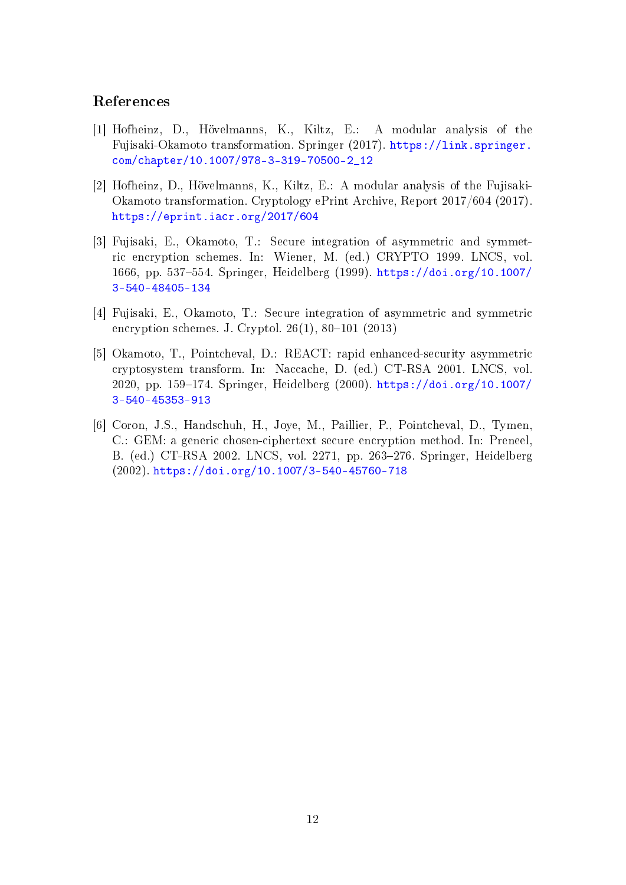## References

[1] Hofheinz, D., Hövelmanns, K., Kiltz, E.: A modular analysis of the Fujisaki-Okamoto transformation. Springer (2017). https://link.springer.com/chapter/10.1007/978-3-319-70500-2_12

[2] Hofheinz, D., Hövelmanns, K., Kiltz, E.: A modular analysis of the Fujisaki-Okamoto transformation. Cryptology ePrint Archive, Report 2017/604 (2017). https://eprint.iacr.org/2017/604

[3] Fujisaki, E., Okamoto, T.: Secure integration of asymmetric and symmetric encryption schemes. In: Wiener, M. (ed.) CRYPTO 1999. LNCS, vol. 1666, pp. 537–554. Springer, Heidelberg (1999). https://doi.org/10.1007/3-540-48405-134

[4] Fujisaki, E., Okamoto, T.: Secure integration of asymmetric and symmetric encryption schemes. J. Cryptol. 26(1), 80–101 (2013)

[5] Okamoto, T., Pointcheval, D.: REACT: rapid enhanced-security asymmetric cryptosystem transform. In: Naccache, D. (ed.) CT-RSA 2001. LNCS, vol. 2020, pp. 159–174. Springer, Heidelberg (2000). https://doi.org/10.1007/3-540-45353-913

[6] Coron, J.S., Handschuh, H., Joye, M., Paillier, P., Pointcheval, D., Tymen, C.: GEM: a generic chosen-ciphertext secure encryption method. In: Preneel, B. (ed.) CT-RSA 2002. LNCS, vol. 2271, pp. 263–276. Springer, Heidelberg (2002). https://doi.org/10.1007/3-540-45760-718